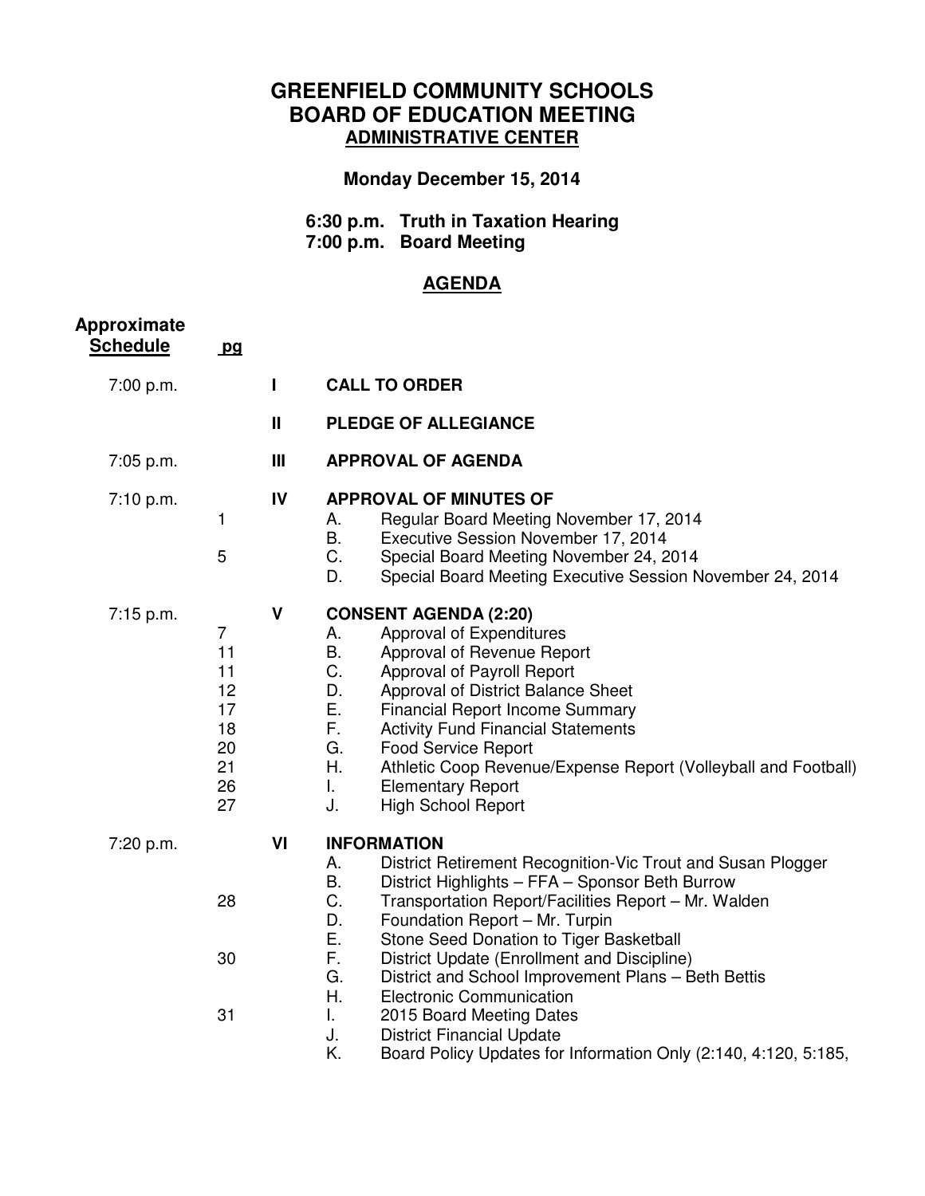# GREENFIELD COMMUNITY SCHOOLS
# BOARD OF EDUCATION MEETING
## ADMINISTRATIVE CENTER

**Monday December 15, 2014**

**6:30 p.m. Truth in Taxation Hearing**
**7:00 p.m. Board Meeting**

## AGENDA

| Approximate Schedule | pg | | | |
|---|---|---|---|---|
| 7:00 p.m. | | I | | **CALL TO ORDER** |
| | | II | | **PLEDGE OF ALLEGIANCE** |
| 7:05 p.m. | | III | | **APPROVAL OF AGENDA** |
| 7:10 p.m. | | IV | | **APPROVAL OF MINUTES OF** |
| | 1 | | A. | Regular Board Meeting November 17, 2014 |
| | | | B. | Executive Session November 17, 2014 |
| | 5 | | C. | Special Board Meeting November 24, 2014 |
| | | | D. | Special Board Meeting Executive Session November 24, 2014 |
| 7:15 p.m. | | V | | **CONSENT AGENDA (2:20)** |
| | 7 | | A. | Approval of Expenditures |
| | 11 | | B. | Approval of Revenue Report |
| | 11 | | C. | Approval of Payroll Report |
| | 12 | | D. | Approval of District Balance Sheet |
| | 17 | | E. | Financial Report Income Summary |
| | 18 | | F. | Activity Fund Financial Statements |
| | 20 | | G. | Food Service Report |
| | 21 | | H. | Athletic Coop Revenue/Expense Report (Volleyball and Football) |
| | 26 | | I. | Elementary Report |
| | 27 | | J. | High School Report |
| 7:20 p.m. | | VI | | **INFORMATION** |
| | | | A. | District Retirement Recognition-Vic Trout and Susan Plogger |
| | | | B. | District Highlights – FFA – Sponsor Beth Burrow |
| | 28 | | C. | Transportation Report/Facilities Report – Mr. Walden |
| | | | D. | Foundation Report – Mr. Turpin |
| | | | E. | Stone Seed Donation to Tiger Basketball |
| | 30 | | F. | District Update (Enrollment and Discipline) |
| | | | G. | District and School Improvement Plans – Beth Bettis |
| | | | H. | Electronic Communication |
| | 31 | | I. | 2015 Board Meeting Dates |
| | | | J. | District Financial Update |
| | | | K. | Board Policy Updates for Information Only (2:140, 4:120, 5:185, |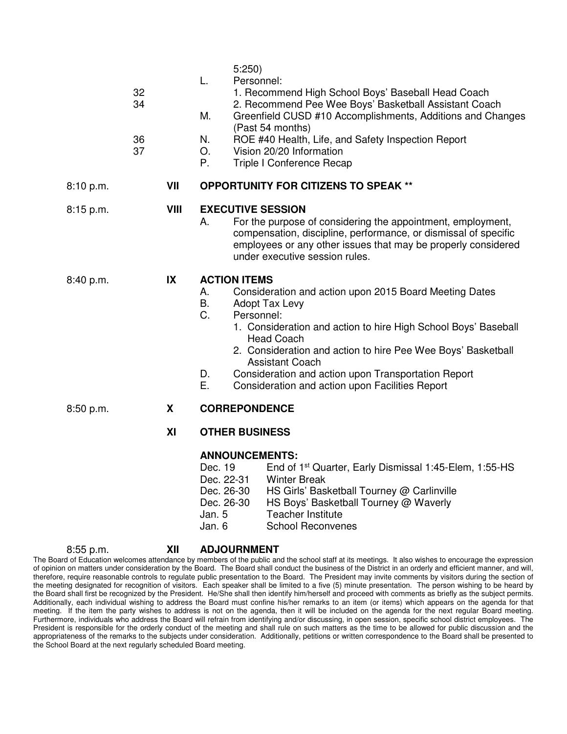5:250)

L. Personnel:

32 — 1. Recommend High School Boys' Baseball Head Coach

34 — 2. Recommend Pee Wee Boys' Basketball Assistant Coach

M. Greenfield CUSD #10 Accomplishments, Additions and Changes (Past 54 months)

36 — N. ROE #40 Health, Life, and Safety Inspection Report

37 — O. Vision 20/20 Information

P. Triple I Conference Recap

8:10 p.m. **VII OPPORTUNITY FOR CITIZENS TO SPEAK** **

8:15 p.m. **VIII EXECUTIVE SESSION**

A. For the purpose of considering the appointment, employment, compensation, discipline, performance, or dismissal of specific employees or any other issues that may be properly considered under executive session rules.

8:40 p.m. **IX ACTION ITEMS**

A. Consideration and action upon 2015 Board Meeting Dates

B. Adopt Tax Levy

C. Personnel:
   1. Consideration and action to hire High School Boys' Baseball Head Coach
   2. Consideration and action to hire Pee Wee Boys' Basketball Assistant Coach

D. Consideration and action upon Transportation Report

E. Consideration and action upon Facilities Report

8:50 p.m. **X CORREPONDENCE**

**XI OTHER BUSINESS**

**ANNOUNCEMENTS:**

| | |
|---|---|
| Dec. 19 | End of 1st Quarter, Early Dismissal 1:45-Elem, 1:55-HS |
| Dec. 22-31 | Winter Break |
| Dec. 26-30 | HS Girls' Basketball Tourney @ Carlinville |
| Dec. 26-30 | HS Boys' Basketball Tourney @ Waverly |
| Jan. 5 | Teacher Institute |
| Jan. 6 | School Reconvenes |

8:55 p.m. **XII ADJOURNMENT**

The Board of Education welcomes attendance by members of the public and the school staff at its meetings. It also wishes to encourage the expression of opinion on matters under consideration by the Board. The Board shall conduct the business of the District in an orderly and efficient manner, and will, therefore, require reasonable controls to regulate public presentation to the Board. The President may invite comments by visitors during the section of the meeting designated for recognition of visitors. Each speaker shall be limited to a five (5) minute presentation. The person wishing to be heard by the Board shall first be recognized by the President. He/She shall then identify him/herself and proceed with comments as briefly as the subject permits. Additionally, each individual wishing to address the Board must confine his/her remarks to an item (or items) which appears on the agenda for that meeting. If the item the party wishes to address is not on the agenda, then it will be included on the agenda for the next regular Board meeting. Furthermore, individuals who address the Board will refrain from identifying and/or discussing, in open session, specific school district employees. The President is responsible for the orderly conduct of the meeting and shall rule on such matters as the time to be allowed for public discussion and the appropriateness of the remarks to the subjects under consideration. Additionally, petitions or written correspondence to the Board shall be presented to the School Board at the next regularly scheduled Board meeting.